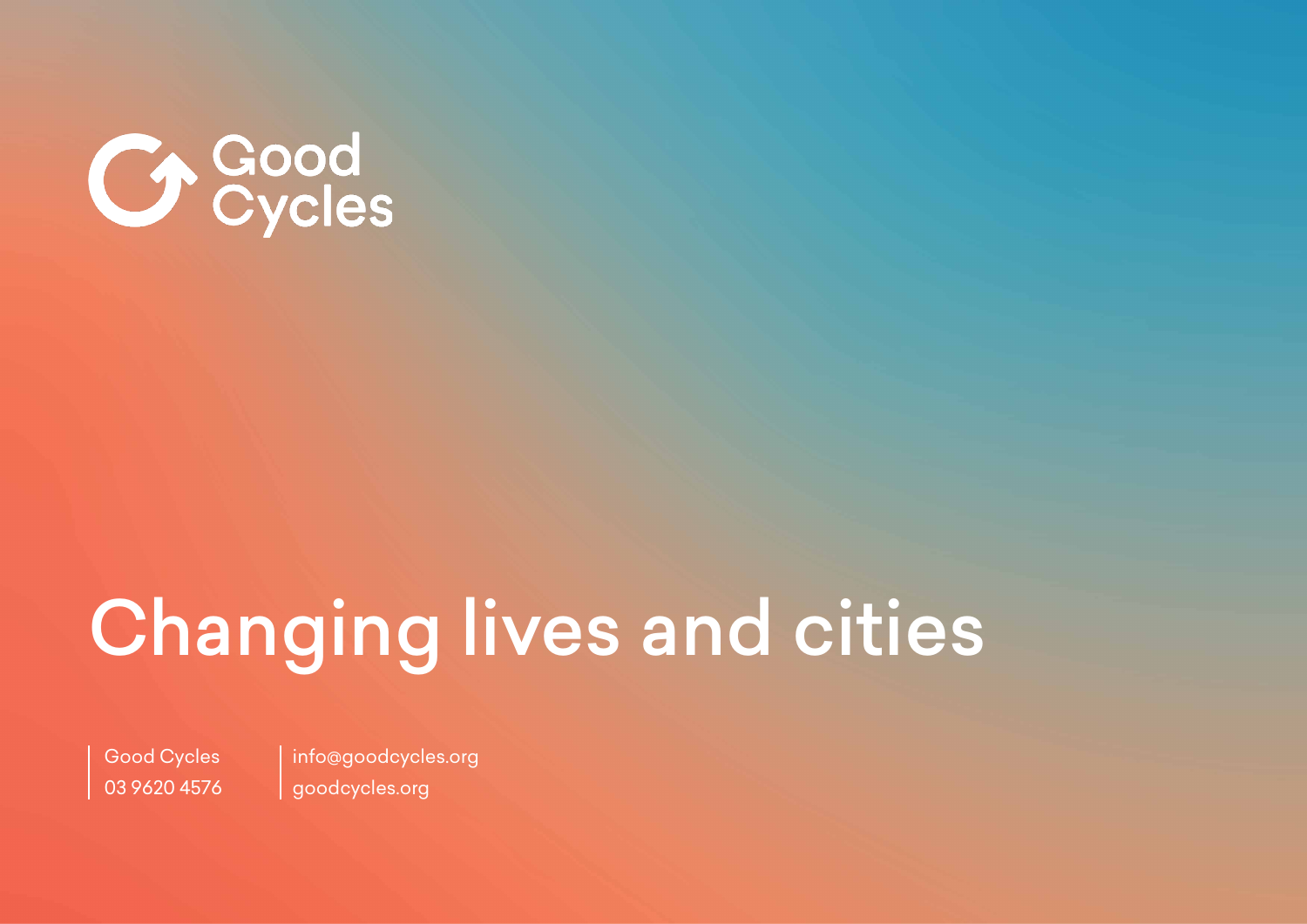Good Cycles

# Changing lives and cities

Good Cycles
03 9620 4576

info@goodcycles.org
goodcycles.org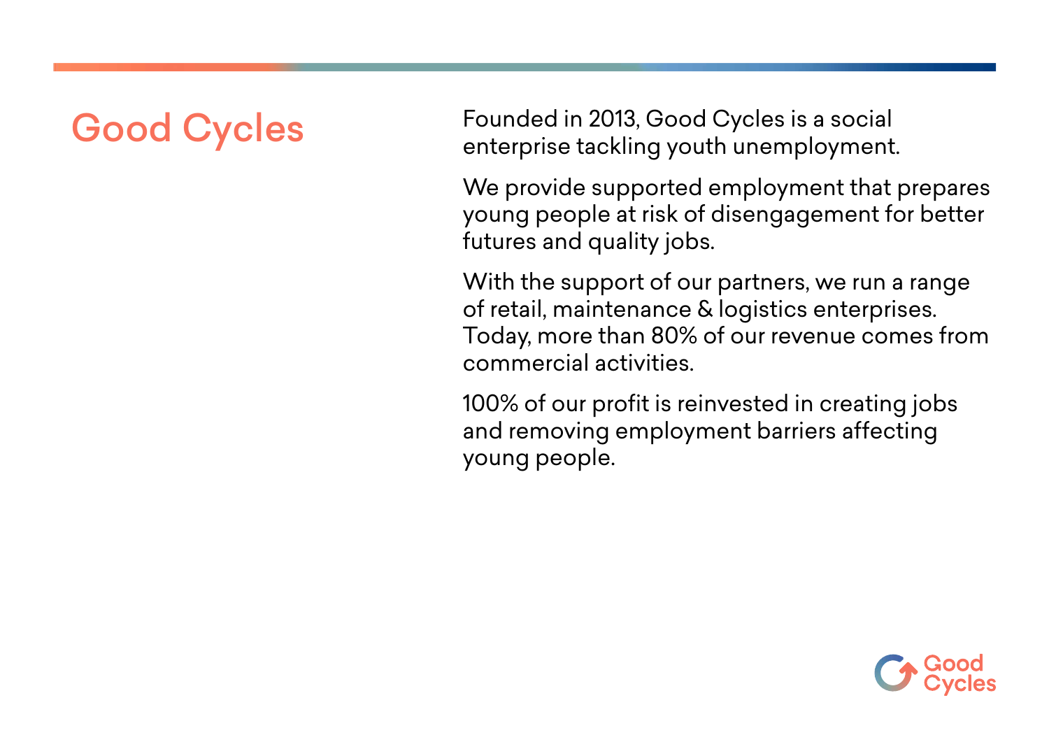# Good Cycles

Founded in 2013, Good Cycles is a social enterprise tackling youth unemployment.

We provide supported employment that prepares young people at risk of disengagement for better futures and quality jobs.

With the support of our partners, we run a range of retail, maintenance & logistics enterprises. Today, more than 80% of our revenue comes from commercial activities.

100% of our profit is reinvested in creating jobs and removing employment barriers affecting young people.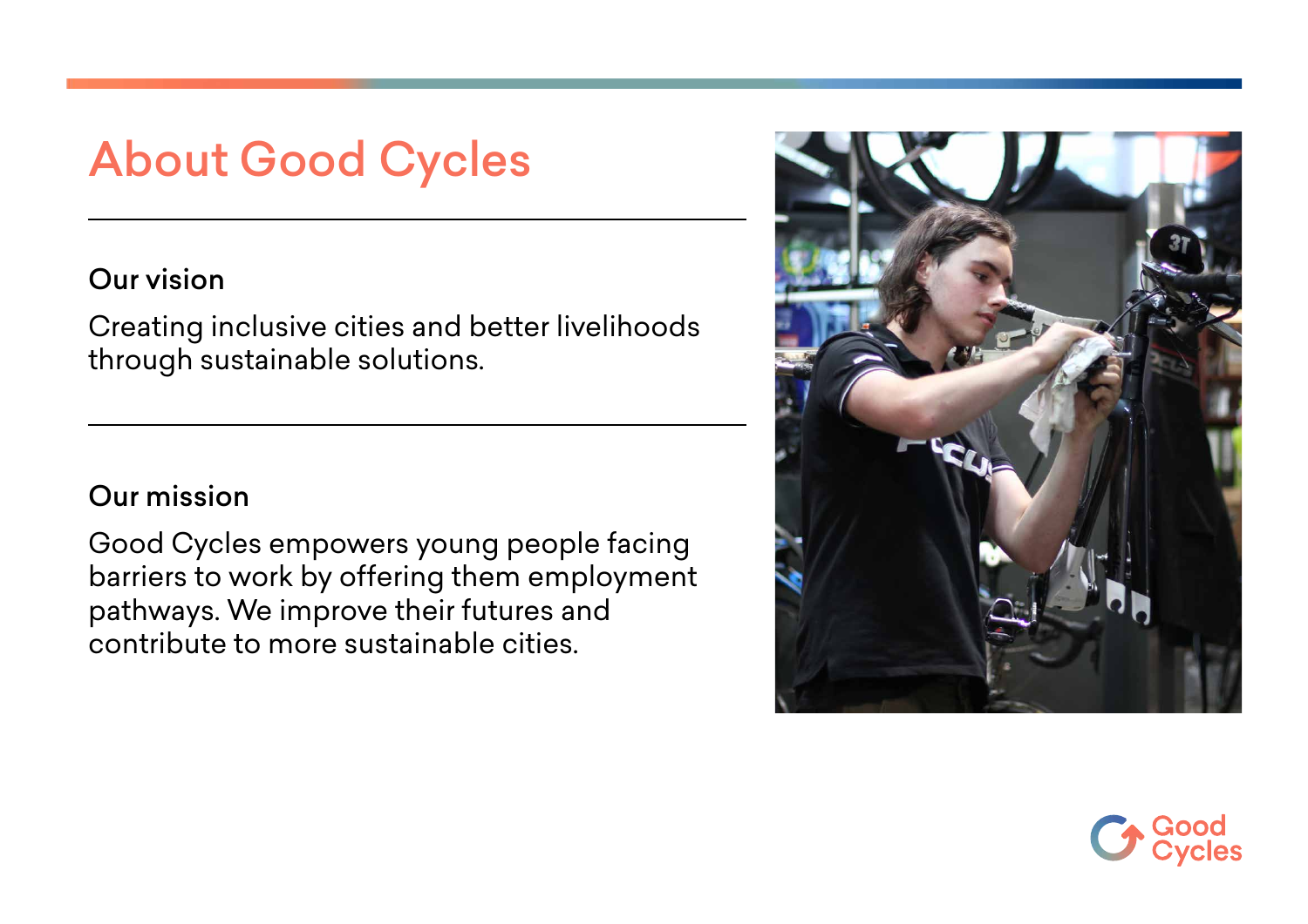# About Good Cycles

### Our vision

Creating inclusive cities and better livelihoods through sustainable solutions.

### Our mission

Good Cycles empowers young people facing barriers to work by offering them employment pathways. We improve their futures and contribute to more sustainable cities.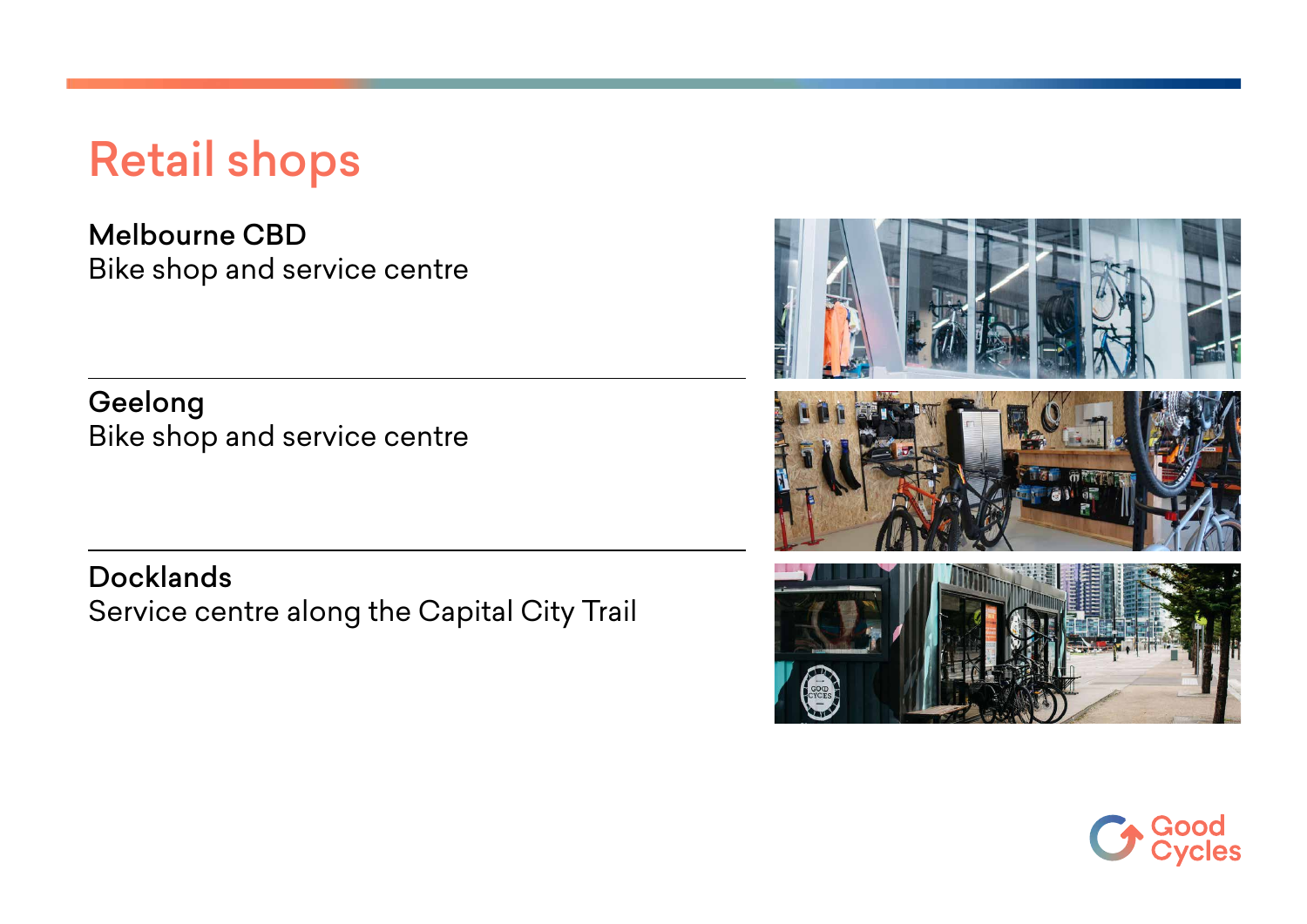# Retail shops

**Melbourne CBD**
Bike shop and service centre

---

**Geelong**
Bike shop and service centre

---

**Docklands**
Service centre along the Capital City Trail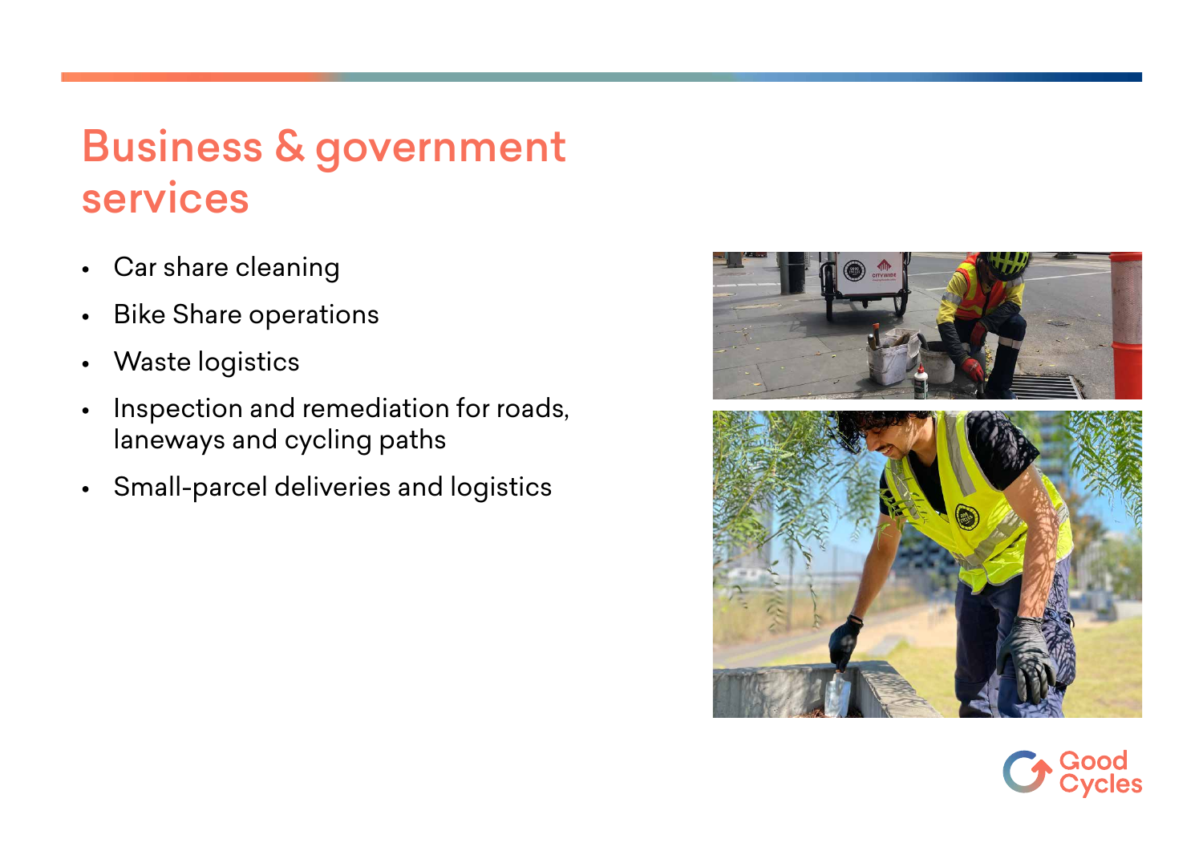# Business & government services

- Car share cleaning
- Bike Share operations
- Waste logistics
- Inspection and remediation for roads, laneways and cycling paths
- Small-parcel deliveries and logistics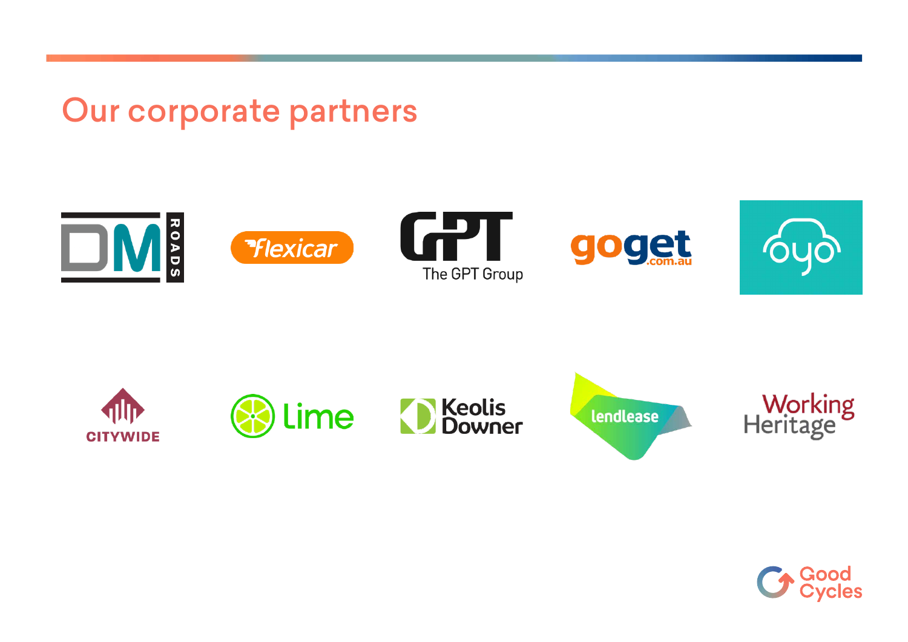# Our corporate partners

DM ROADS

flexicar

GPT The GPT Group

goget.com.au

oyo

CITYWIDE

lime

Keolis Downer

lendlease

Working Heritage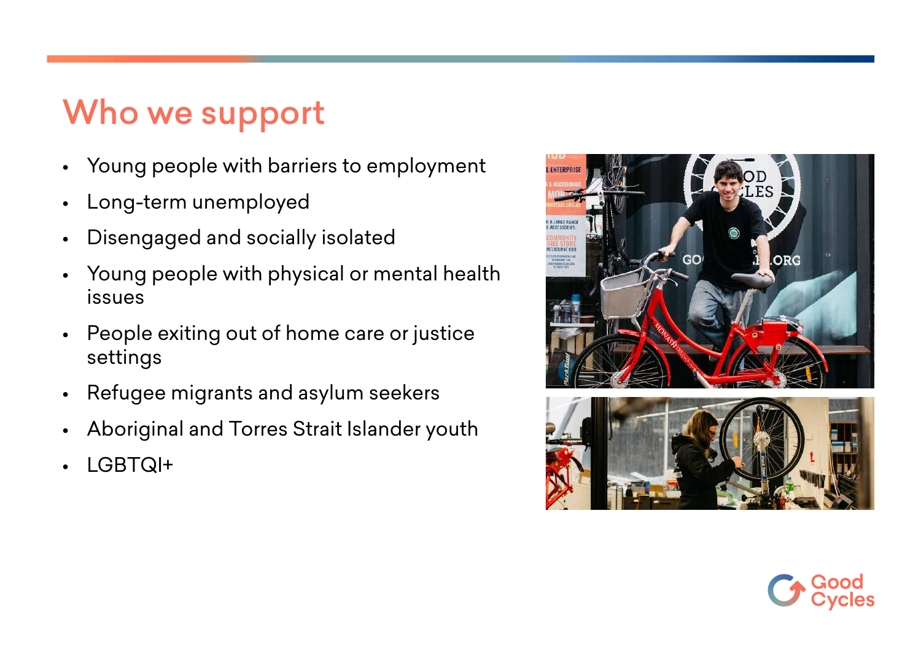# Who we support

- Young people with barriers to employment
- Long-term unemployed
- Disengaged and socially isolated
- Young people with physical or mental health issues
- People exiting out of home care or justice settings
- Refugee migrants and asylum seekers
- Aboriginal and Torres Strait Islander youth
- LGBTQI+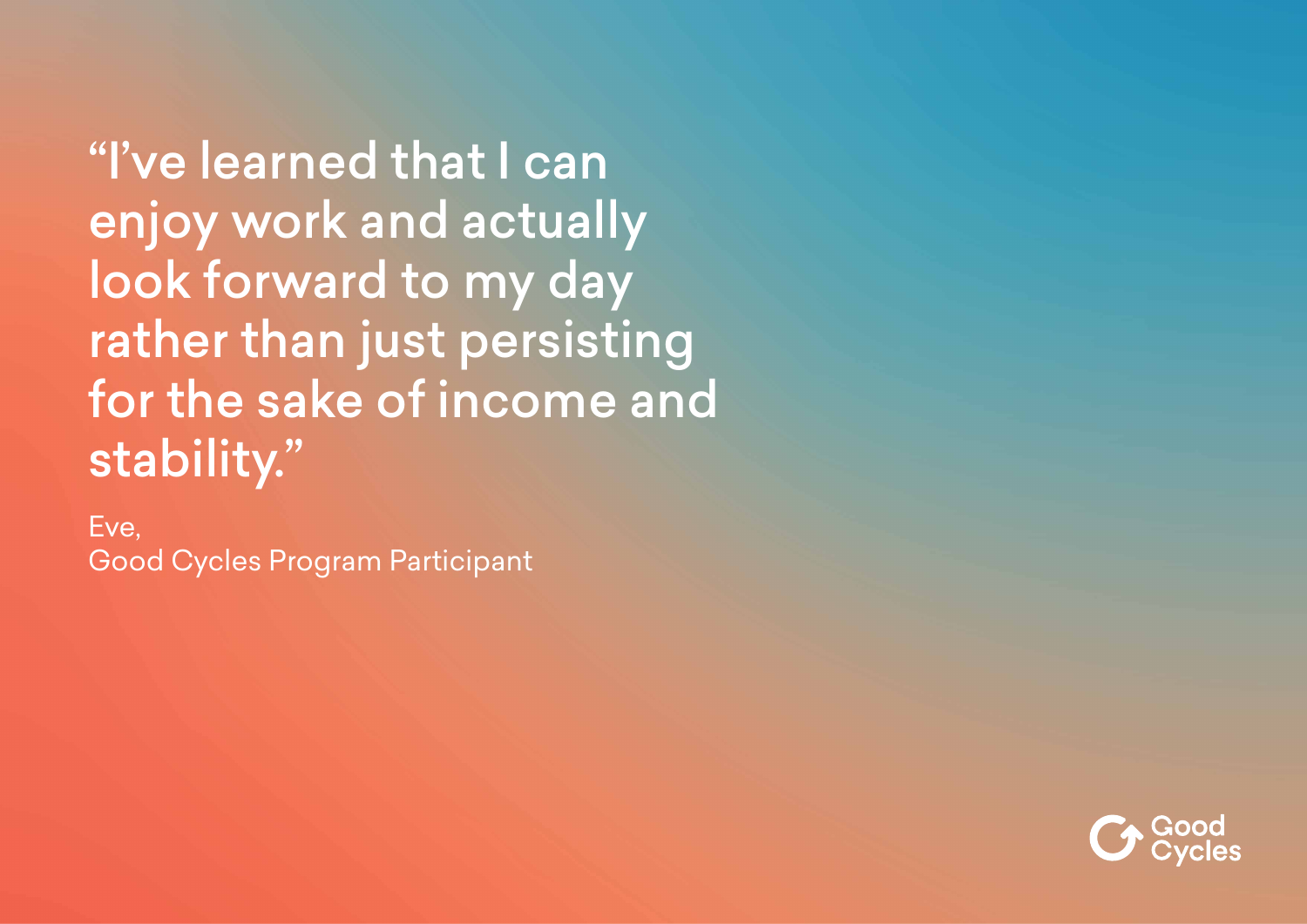"I've learned that I can enjoy work and actually look forward to my day rather than just persisting for the sake of income and stability."

Eve,
Good Cycles Program Participant

Good Cycles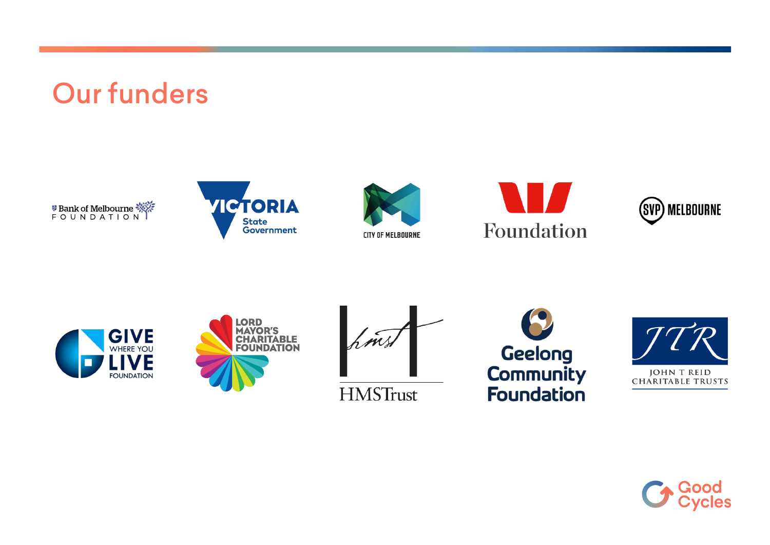# Our funders

Bank of Melbourne FOUNDATION

VICTORIA State Government

CITY OF MELBOURNE

Foundation

SVP MELBOURNE

GIVE WHERE YOU LIVE FOUNDATION

LORD MAYOR'S CHARITABLE FOUNDATION

HMSTrust

Geelong Community Foundation

JTR JOHN T REID CHARITABLE TRUSTS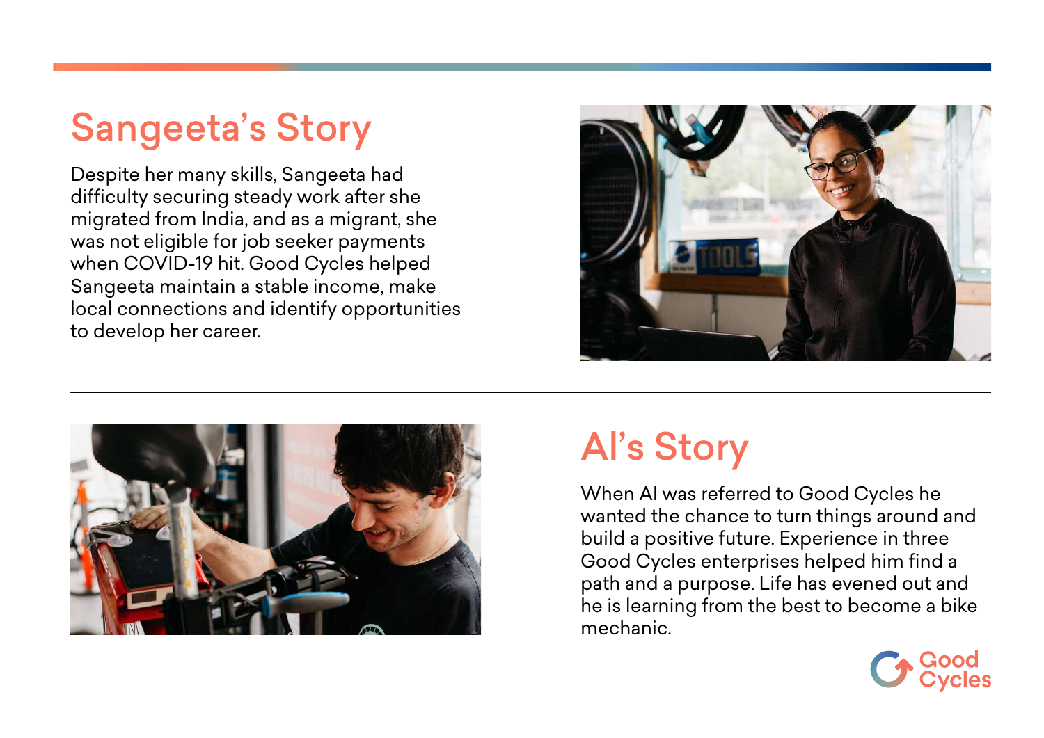## Sangeeta's Story

Despite her many skills, Sangeeta had difficulty securing steady work after she migrated from India, and as a migrant, she was not eligible for job seeker payments when COVID-19 hit. Good Cycles helped Sangeeta maintain a stable income, make local connections and identify opportunities to develop her career.

---

## Al's Story

When Al was referred to Good Cycles he wanted the chance to turn things around and build a positive future. Experience in three Good Cycles enterprises helped him find a path and a purpose. Life has evened out and he is learning from the best to become a bike mechanic.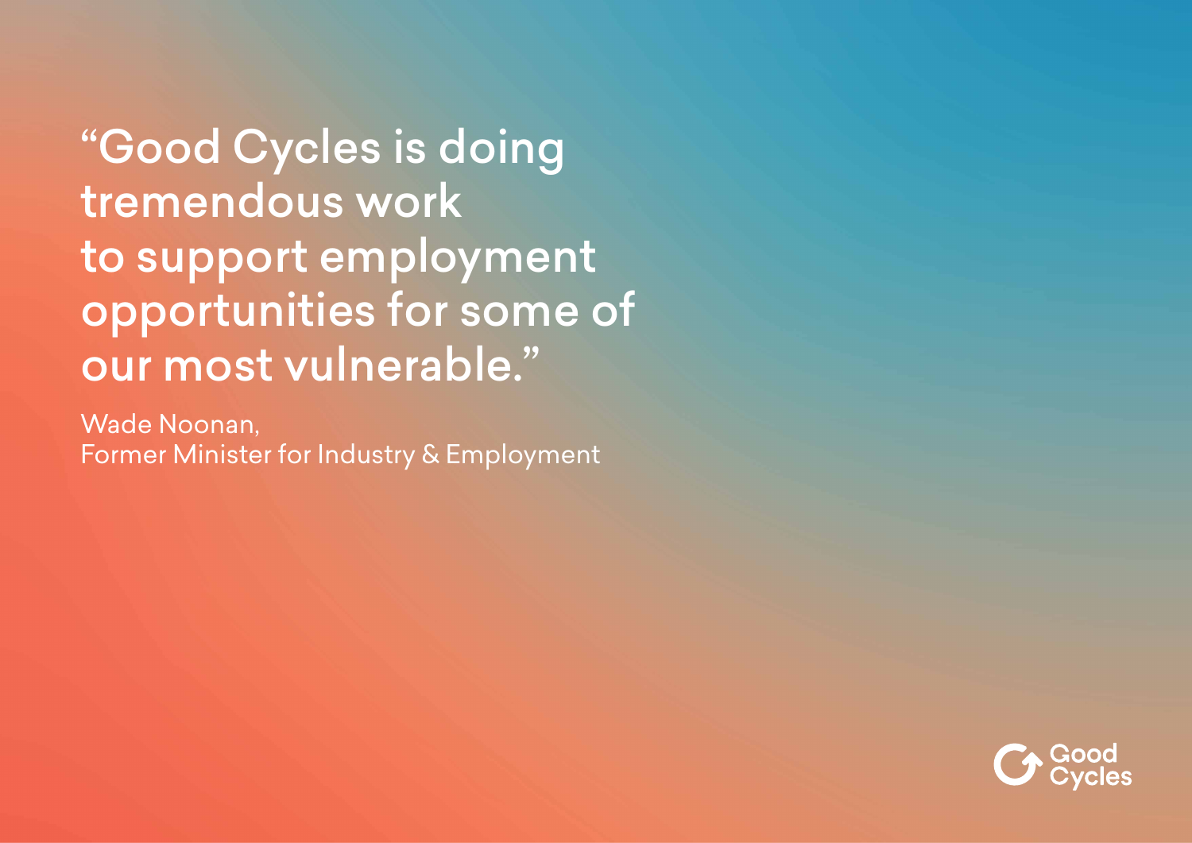“Good Cycles is doing tremendous work to support employment opportunities for some of our most vulnerable.”

Wade Noonan,
Former Minister for Industry & Employment

Good Cycles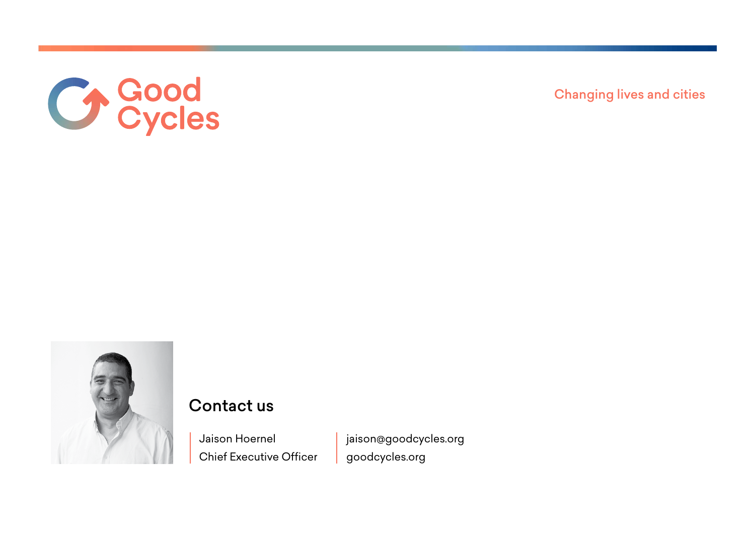Good Cycles

Changing lives and cities

## Contact us

Jaison Hoernel
Chief Executive Officer

jaison@goodcycles.org
goodcycles.org